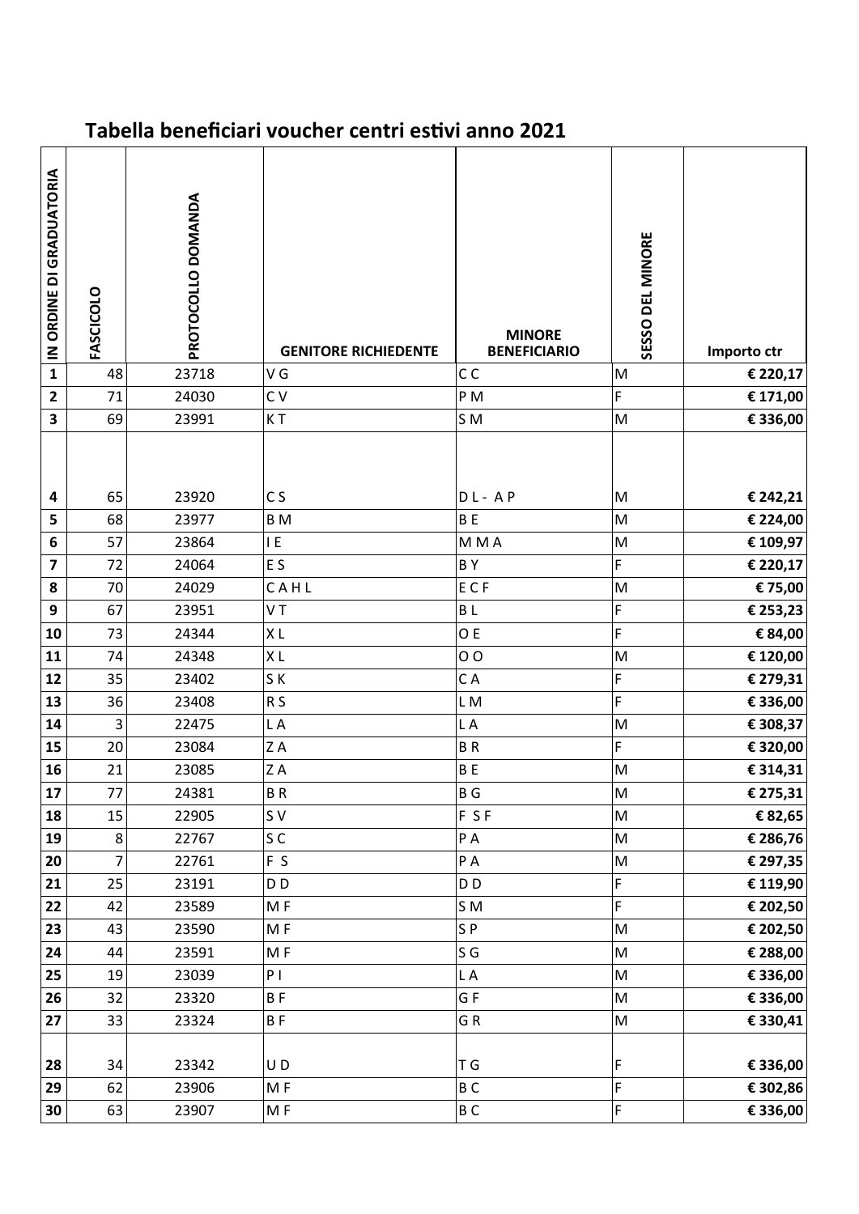## Tabella beneficiari voucher centri estivi anno 2021

| IN ORDINE DI GRADUATORIA | FASCICOLO | PROTOCOLLO DOMANDA | GENITORE RICHIEDENTE | MINORE BENEFICIARIO | SESSO DEL MINORE | Importo ctr |
|---|---|---|---|---|---|---|
| **1** | 48 | 23718 | V G | C C | M | **€ 220,17** |
| **2** | 71 | 24030 | C V | P M | F | **€ 171,00** |
| **3** | 69 | 23991 | K T | S M | M | **€ 336,00** |
| **4** | 65 | 23920 | C S | D L - A P | M | **€ 242,21** |
| **5** | 68 | 23977 | B M | B E | M | **€ 224,00** |
| **6** | 57 | 23864 | I E | M M A | M | **€ 109,97** |
| **7** | 72 | 24064 | E S | B Y | F | **€ 220,17** |
| **8** | 70 | 24029 | C A H L | E C F | M | **€ 75,00** |
| **9** | 67 | 23951 | V T | B L | F | **€ 253,23** |
| **10** | 73 | 24344 | X L | O E | F | **€ 84,00** |
| **11** | 74 | 24348 | X L | O O | M | **€ 120,00** |
| **12** | 35 | 23402 | S K | C A | F | **€ 279,31** |
| **13** | 36 | 23408 | R S | L M | F | **€ 336,00** |
| **14** | 3 | 22475 | L A | L A | M | **€ 308,37** |
| **15** | 20 | 23084 | Z A | B R | F | **€ 320,00** |
| **16** | 21 | 23085 | Z A | B E | M | **€ 314,31** |
| **17** | 77 | 24381 | B R | B G | M | **€ 275,31** |
| **18** | 15 | 22905 | S V | F S F | M | **€ 82,65** |
| **19** | 8 | 22767 | S C | P A | M | **€ 286,76** |
| **20** | 7 | 22761 | F S | P A | M | **€ 297,35** |
| **21** | 25 | 23191 | D D | D D | F | **€ 119,90** |
| **22** | 42 | 23589 | M F | S M | F | **€ 202,50** |
| **23** | 43 | 23590 | M F | S P | M | **€ 202,50** |
| **24** | 44 | 23591 | M F | S G | M | **€ 288,00** |
| **25** | 19 | 23039 | P I | L A | M | **€ 336,00** |
| **26** | 32 | 23320 | B F | G F | M | **€ 336,00** |
| **27** | 33 | 23324 | B F | G R | M | **€ 330,41** |
| **28** | 34 | 23342 | U D | T G | F | **€ 336,00** |
| **29** | 62 | 23906 | M F | B C | F | **€ 302,86** |
| **30** | 63 | 23907 | M F | B C | F | **€ 336,00** |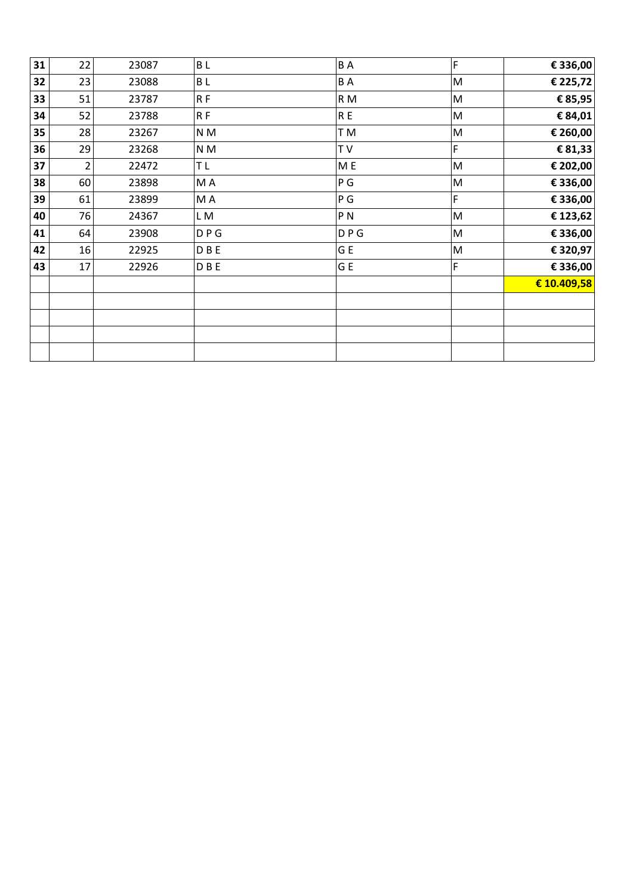| | | | | | | |
|---|---|---|---|---|---|---|
| **31** | 22 | 23087 | B L | B A | F | **€ 336,00** |
| **32** | 23 | 23088 | B L | B A | M | **€ 225,72** |
| **33** | 51 | 23787 | R F | R M | M | **€ 85,95** |
| **34** | 52 | 23788 | R F | R E | M | **€ 84,01** |
| **35** | 28 | 23267 | N M | T M | M | **€ 260,00** |
| **36** | 29 | 23268 | N M | T V | F | **€ 81,33** |
| **37** | 2 | 22472 | T L | M E | M | **€ 202,00** |
| **38** | 60 | 23898 | M A | P G | M | **€ 336,00** |
| **39** | 61 | 23899 | M A | P G | F | **€ 336,00** |
| **40** | 76 | 24367 | L M | P N | M | **€ 123,62** |
| **41** | 64 | 23908 | D P G | D P G | M | **€ 336,00** |
| **42** | 16 | 22925 | D B E | G E | M | **€ 320,97** |
| **43** | 17 | 22926 | D B E | G E | F | **€ 336,00** |
| | | | | | | **€ 10.409,58** |
| | | | | | | |
| | | | | | | |
| | | | | | | |
| | | | | | | |